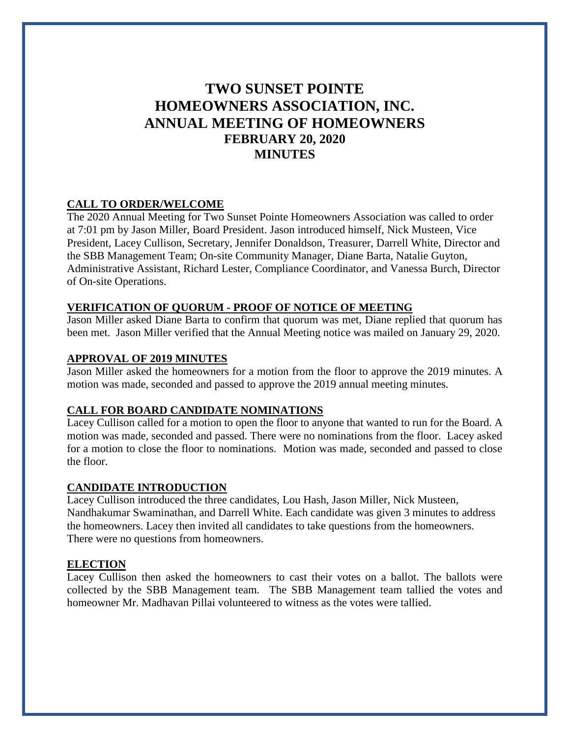# TWO SUNSET POINTE HOMEOWNERS ASSOCIATION, INC. ANNUAL MEETING OF HOMEOWNERS FEBRUARY 20, 2020 MINUTES

## CALL TO ORDER/WELCOME

The 2020 Annual Meeting for Two Sunset Pointe Homeowners Association was called to order at 7:01 pm by Jason Miller, Board President. Jason introduced himself, Nick Musteen, Vice President, Lacey Cullison, Secretary, Jennifer Donaldson, Treasurer, Darrell White, Director and the SBB Management Team; On-site Community Manager, Diane Barta, Natalie Guyton, Administrative Assistant, Richard Lester, Compliance Coordinator, and Vanessa Burch, Director of On-site Operations.

## VERIFICATION OF QUORUM - PROOF OF NOTICE OF MEETING

Jason Miller asked Diane Barta to confirm that quorum was met, Diane replied that quorum has been met. Jason Miller verified that the Annual Meeting notice was mailed on January 29, 2020.

## APPROVAL OF 2019 MINUTES

Jason Miller asked the homeowners for a motion from the floor to approve the 2019 minutes. A motion was made, seconded and passed to approve the 2019 annual meeting minutes.

## CALL FOR BOARD CANDIDATE NOMINATIONS

Lacey Cullison called for a motion to open the floor to anyone that wanted to run for the Board. A motion was made, seconded and passed. There were no nominations from the floor. Lacey asked for a motion to close the floor to nominations. Motion was made, seconded and passed to close the floor.

## CANDIDATE INTRODUCTION

Lacey Cullison introduced the three candidates, Lou Hash, Jason Miller, Nick Musteen, Nandhakumar Swaminathan, and Darrell White. Each candidate was given 3 minutes to address the homeowners. Lacey then invited all candidates to take questions from the homeowners. There were no questions from homeowners.

## ELECTION

Lacey Cullison then asked the homeowners to cast their votes on a ballot. The ballots were collected by the SBB Management team. The SBB Management team tallied the votes and homeowner Mr. Madhavan Pillai volunteered to witness as the votes were tallied.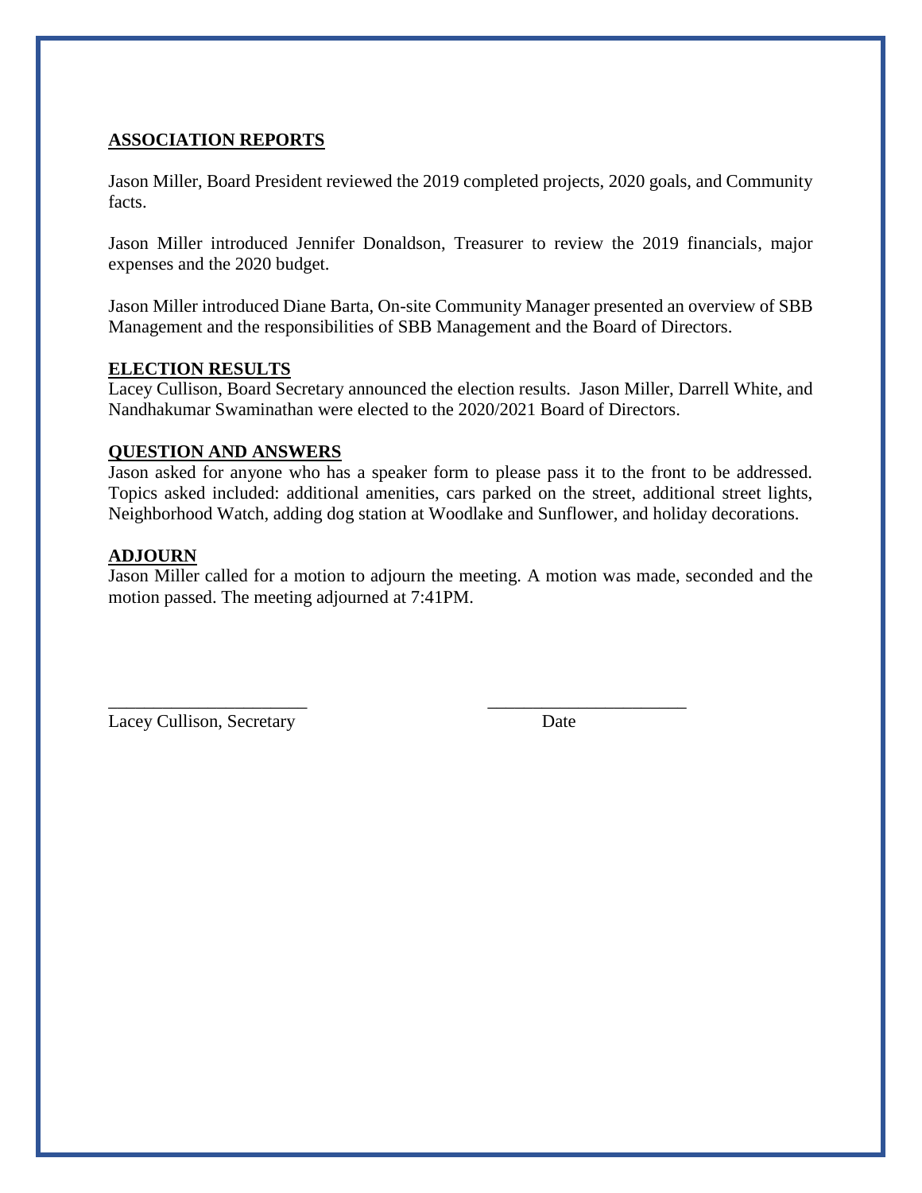**ASSOCIATION REPORTS**

Jason Miller, Board President reviewed the 2019 completed projects, 2020 goals, and Community facts.

Jason Miller introduced Jennifer Donaldson, Treasurer to review the 2019 financials, major expenses and the 2020 budget.

Jason Miller introduced Diane Barta, On-site Community Manager presented an overview of SBB Management and the responsibilities of SBB Management and the Board of Directors.

**ELECTION RESULTS**

Lacey Cullison, Board Secretary announced the election results. Jason Miller, Darrell White, and Nandhakumar Swaminathan were elected to the 2020/2021 Board of Directors.

**QUESTION AND ANSWERS**

Jason asked for anyone who has a speaker form to please pass it to the front to be addressed. Topics asked included: additional amenities, cars parked on the street, additional street lights, Neighborhood Watch, adding dog station at Woodlake and Sunflower, and holiday decorations.

**ADJOURN**

Jason Miller called for a motion to adjourn the meeting. A motion was made, seconded and the motion passed. The meeting adjourned at 7:41PM.

______________________ &nbsp;&nbsp;&nbsp;&nbsp;&nbsp;&nbsp;&nbsp;&nbsp; ______________________

Lacey Cullison, Secretary &nbsp;&nbsp;&nbsp;&nbsp;&nbsp;&nbsp;&nbsp;&nbsp; Date